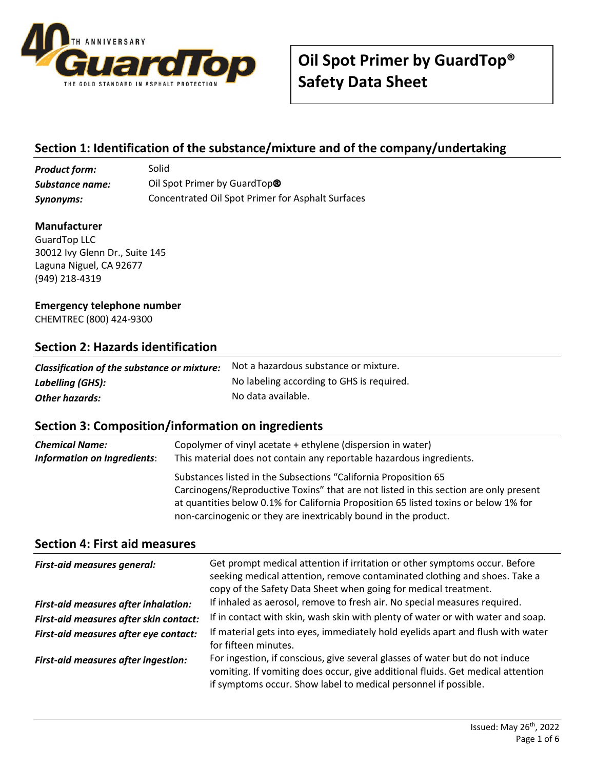40TH ANNIVERSARY GuardTop THE GOLD STANDARD IN ASPHALT PROTECTION

# Oil Spot Primer by GuardTop® Safety Data Sheet

## Section 1: Identification of the substance/mixture and of the company/undertaking

***Product form:*** Solid
***Substance name:*** Oil Spot Primer by GuardTop®
***Synonyms:*** Concentrated Oil Spot Primer for Asphalt Surfaces

**Manufacturer**
GuardTop LLC
30012 Ivy Glenn Dr., Suite 145
Laguna Niguel, CA 92677
(949) 218-4319

**Emergency telephone number**
CHEMTREC (800) 424-9300

## Section 2: Hazards identification

***Classification of the substance or mixture:*** Not a hazardous substance or mixture.
***Labelling (GHS):*** No labeling according to GHS is required.
***Other hazards:*** No data available.

## Section 3: Composition/information on ingredients

***Chemical Name:*** Copolymer of vinyl acetate + ethylene (dispersion in water)
***Information on Ingredients:*** This material does not contain any reportable hazardous ingredients.

Substances listed in the Subsections “California Proposition 65 Carcinogens/Reproductive Toxins” that are not listed in this section are only present at quantities below 0.1% for California Proposition 65 listed toxins or below 1% for non-carcinogenic or they are inextricably bound in the product.

## Section 4: First aid measures

***First-aid measures general:*** Get prompt medical attention if irritation or other symptoms occur. Before seeking medical attention, remove contaminated clothing and shoes. Take a copy of the Safety Data Sheet when going for medical treatment.
***First-aid measures after inhalation:*** If inhaled as aerosol, remove to fresh air. No special measures required.
***First-aid measures after skin contact:*** If in contact with skin, wash skin with plenty of water or with water and soap.
***First-aid measures after eye contact:*** If material gets into eyes, immediately hold eyelids apart and flush with water for fifteen minutes.
***First-aid measures after ingestion:*** For ingestion, if conscious, give several glasses of water but do not induce vomiting. If vomiting does occur, give additional fluids. Get medical attention if symptoms occur. Show label to medical personnel if possible.

Issued: May 26th, 2022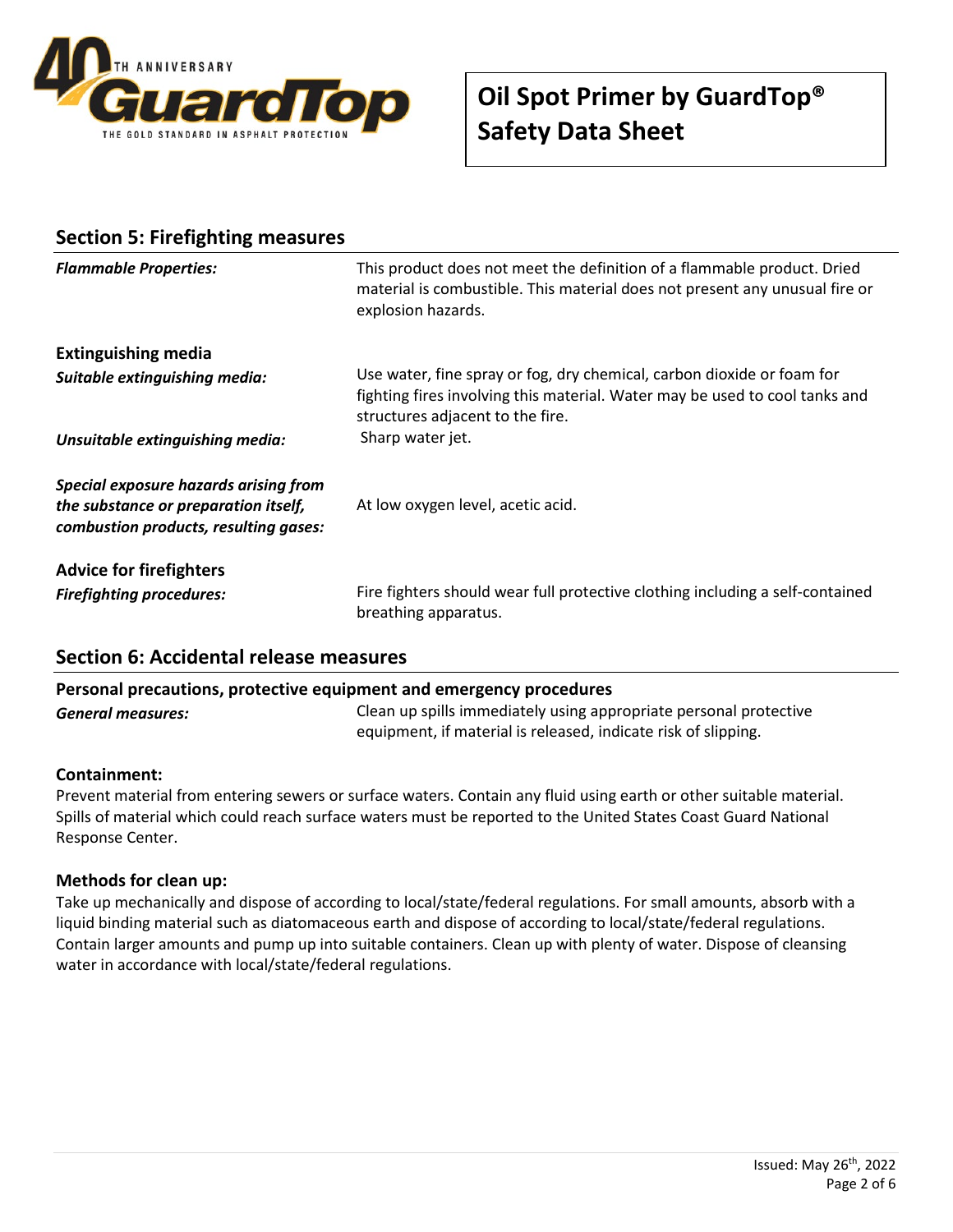## Section 5: Firefighting measures

***Flammable Properties:*** This product does not meet the definition of a flammable product. Dried material is combustible. This material does not present any unusual fire or explosion hazards.

### Extinguishing media

***Suitable extinguishing media:*** Use water, fine spray or fog, dry chemical, carbon dioxide or foam for fighting fires involving this material. Water may be used to cool tanks and structures adjacent to the fire.

***Unsuitable extinguishing media:*** Sharp water jet.

***Special exposure hazards arising from the substance or preparation itself, combustion products, resulting gases:*** At low oxygen level, acetic acid.

### Advice for firefighters

***Firefighting procedures:*** Fire fighters should wear full protective clothing including a self-contained breathing apparatus.

## Section 6: Accidental release measures

### Personal precautions, protective equipment and emergency procedures

***General measures:*** Clean up spills immediately using appropriate personal protective equipment, if material is released, indicate risk of slipping.

### Containment:

Prevent material from entering sewers or surface waters. Contain any fluid using earth or other suitable material. Spills of material which could reach surface waters must be reported to the United States Coast Guard National Response Center.

### Methods for clean up:

Take up mechanically and dispose of according to local/state/federal regulations. For small amounts, absorb with a liquid binding material such as diatomaceous earth and dispose of according to local/state/federal regulations. Contain larger amounts and pump up into suitable containers. Clean up with plenty of water. Dispose of cleansing water in accordance with local/state/federal regulations.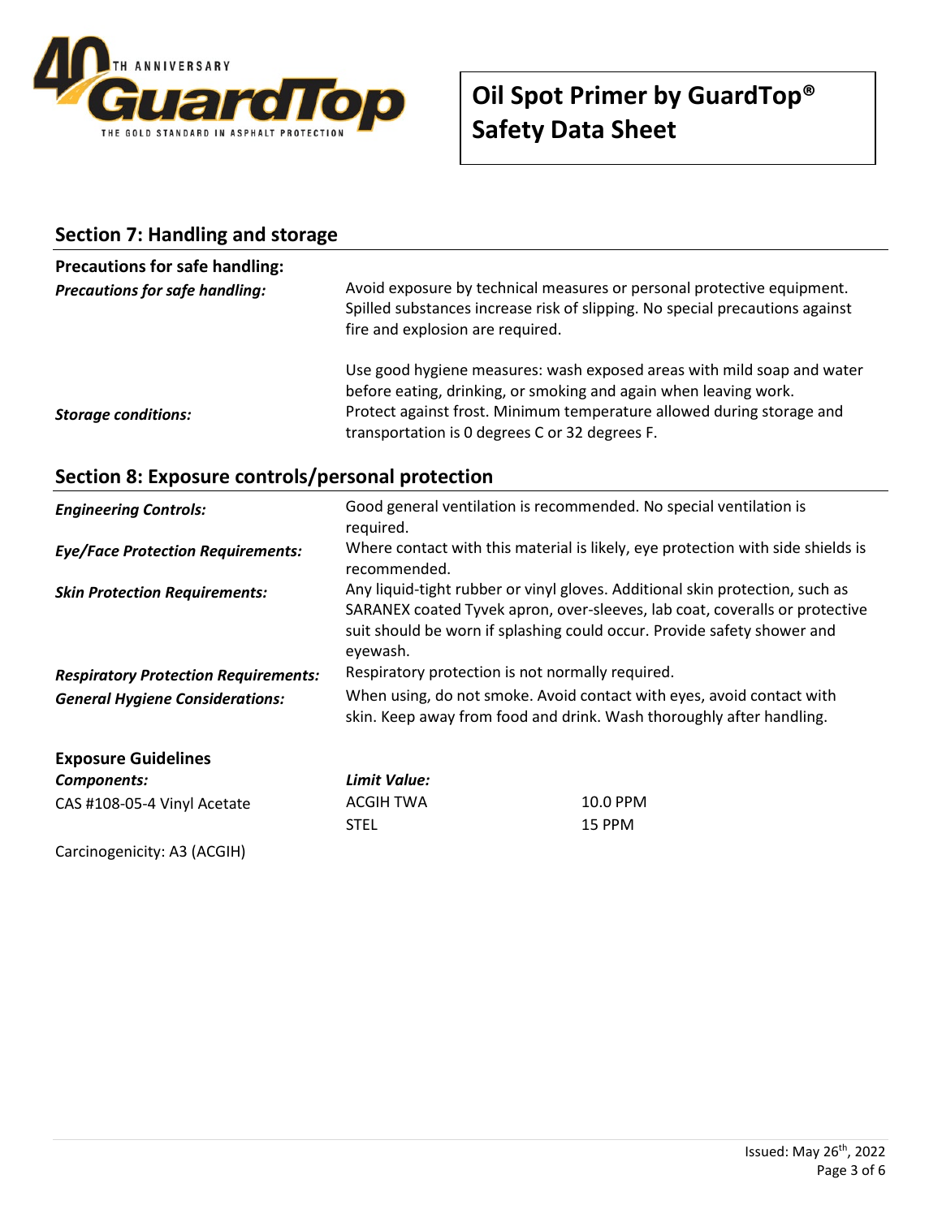## Section 7: Handling and storage

**Precautions for safe handling:**

| | |
|---|---|
| ***Precautions for safe handling:*** | Avoid exposure by technical measures or personal protective equipment. Spilled substances increase risk of slipping. No special precautions against fire and explosion are required. |
| | Use good hygiene measures: wash exposed areas with mild soap and water before eating, drinking, or smoking and again when leaving work. |
| ***Storage conditions:*** | Protect against frost. Minimum temperature allowed during storage and transportation is 0 degrees C or 32 degrees F. |

## Section 8: Exposure controls/personal protection

| | |
|---|---|
| ***Engineering Controls:*** | Good general ventilation is recommended. No special ventilation is required. |
| ***Eye/Face Protection Requirements:*** | Where contact with this material is likely, eye protection with side shields is recommended. |
| ***Skin Protection Requirements:*** | Any liquid-tight rubber or vinyl gloves. Additional skin protection, such as SARANEX coated Tyvek apron, over-sleeves, lab coat, coveralls or protective suit should be worn if splashing could occur. Provide safety shower and eyewash. |
| ***Respiratory Protection Requirements:*** | Respiratory protection is not normally required. |
| ***General Hygiene Considerations:*** | When using, do not smoke. Avoid contact with eyes, avoid contact with skin. Keep away from food and drink. Wash thoroughly after handling. |

**Exposure Guidelines**

| ***Components:*** | ***Limit Value:*** | |
|---|---|---|
| CAS #108-05-4 Vinyl Acetate | ACGIH TWA | 10.0 PPM |
| | STEL | 15 PPM |

Carcinogenicity: A3 (ACGIH)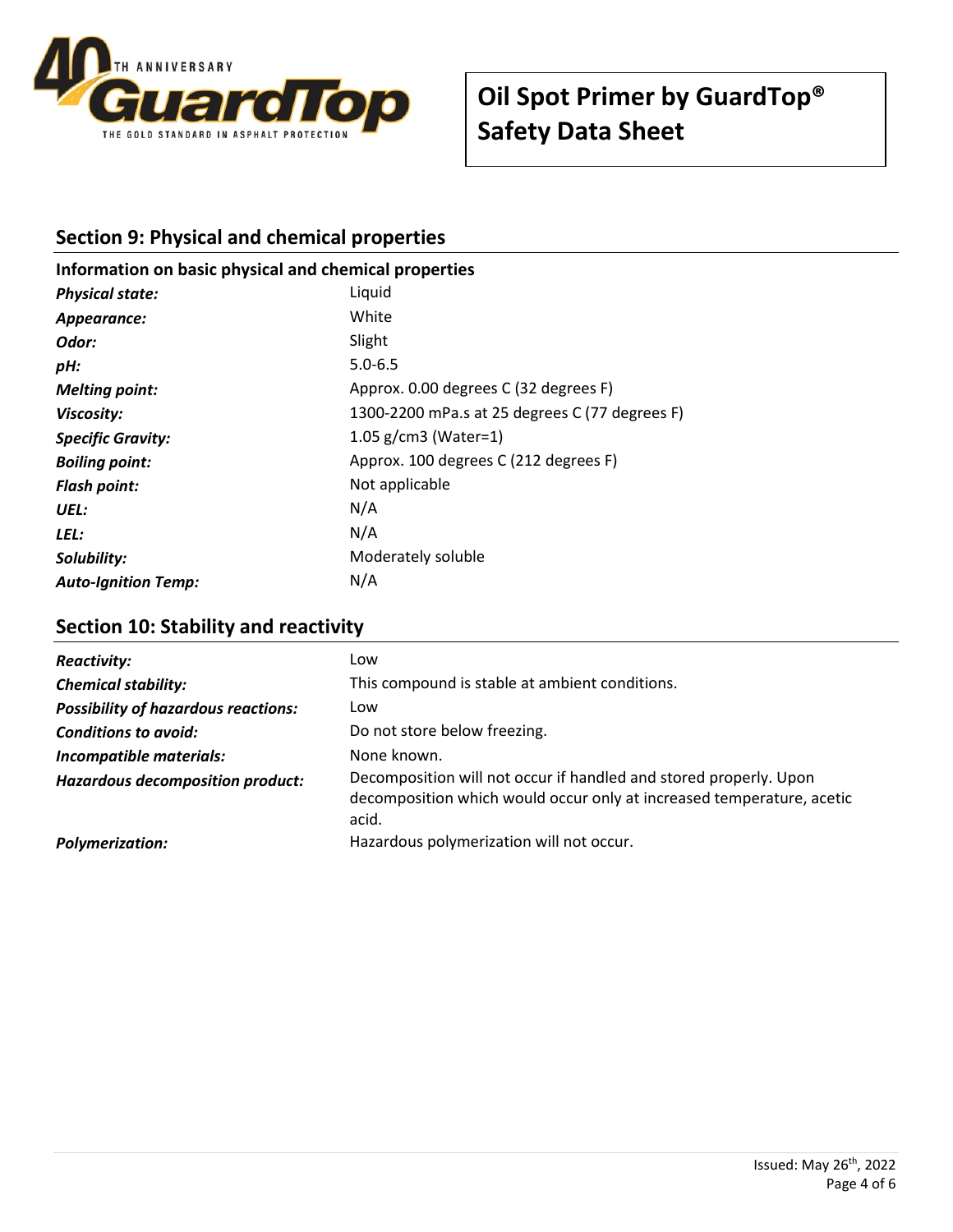## Section 9: Physical and chemical properties

### Information on basic physical and chemical properties

| | |
|---|---|
| ***Physical state:*** | Liquid |
| ***Appearance:*** | White |
| ***Odor:*** | Slight |
| ***pH:*** | 5.0-6.5 |
| ***Melting point:*** | Approx. 0.00 degrees C (32 degrees F) |
| ***Viscosity:*** | 1300-2200 mPa.s at 25 degrees C (77 degrees F) |
| ***Specific Gravity:*** | 1.05 g/cm3 (Water=1) |
| ***Boiling point:*** | Approx. 100 degrees C (212 degrees F) |
| ***Flash point:*** | Not applicable |
| ***UEL:*** | N/A |
| ***LEL:*** | N/A |
| ***Solubility:*** | Moderately soluble |
| ***Auto-Ignition Temp:*** | N/A |

## Section 10: Stability and reactivity

| | |
|---|---|
| ***Reactivity:*** | Low |
| ***Chemical stability:*** | This compound is stable at ambient conditions. |
| ***Possibility of hazardous reactions:*** | Low |
| ***Conditions to avoid:*** | Do not store below freezing. |
| ***Incompatible materials:*** | None known. |
| ***Hazardous decomposition product:*** | Decomposition will not occur if handled and stored properly. Upon decomposition which would occur only at increased temperature, acetic acid. |
| ***Polymerization:*** | Hazardous polymerization will not occur. |

Issued: May 26th, 2022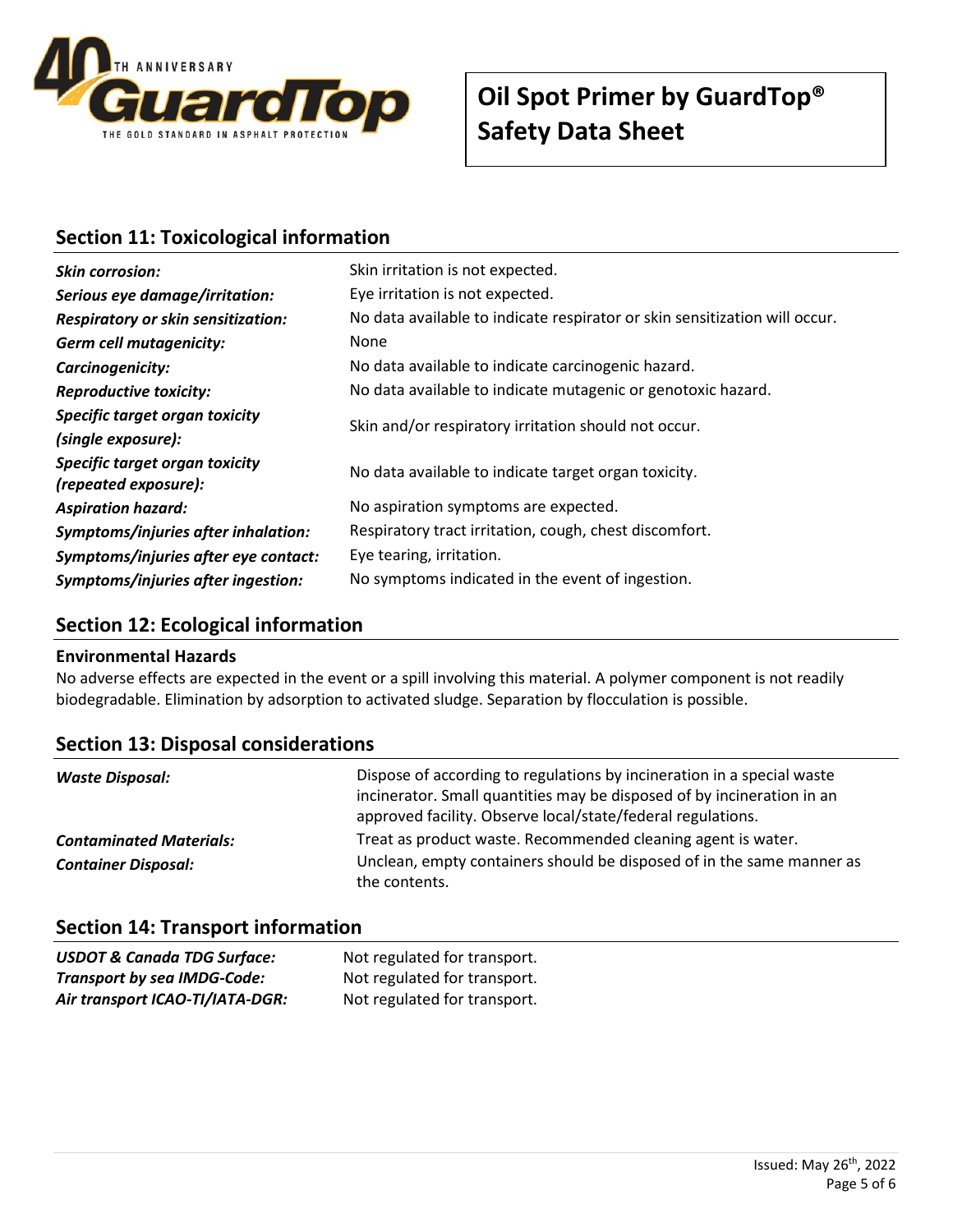## Section 11: Toxicological information

| | |
|---|---|
| ***Skin corrosion:*** | Skin irritation is not expected. |
| ***Serious eye damage/irritation:*** | Eye irritation is not expected. |
| ***Respiratory or skin sensitization:*** | No data available to indicate respirator or skin sensitization will occur. |
| ***Germ cell mutagenicity:*** | None |
| ***Carcinogenicity:*** | No data available to indicate carcinogenic hazard. |
| ***Reproductive toxicity:*** | No data available to indicate mutagenic or genotoxic hazard. |
| ***Specific target organ toxicity (single exposure):*** | Skin and/or respiratory irritation should not occur. |
| ***Specific target organ toxicity (repeated exposure):*** | No data available to indicate target organ toxicity. |
| ***Aspiration hazard:*** | No aspiration symptoms are expected. |
| ***Symptoms/injuries after inhalation:*** | Respiratory tract irritation, cough, chest discomfort. |
| ***Symptoms/injuries after eye contact:*** | Eye tearing, irritation. |
| ***Symptoms/injuries after ingestion:*** | No symptoms indicated in the event of ingestion. |

## Section 12: Ecological information

**Environmental Hazards**

No adverse effects are expected in the event or a spill involving this material. A polymer component is not readily biodegradable. Elimination by adsorption to activated sludge. Separation by flocculation is possible.

## Section 13: Disposal considerations

| | |
|---|---|
| ***Waste Disposal:*** | Dispose of according to regulations by incineration in a special waste incinerator. Small quantities may be disposed of by incineration in an approved facility. Observe local/state/federal regulations. |
| ***Contaminated Materials:*** | Treat as product waste. Recommended cleaning agent is water. |
| ***Container Disposal:*** | Unclean, empty containers should be disposed of in the same manner as the contents. |

## Section 14: Transport information

| | |
|---|---|
| ***USDOT & Canada TDG Surface:*** | Not regulated for transport. |
| ***Transport by sea IMDG-Code:*** | Not regulated for transport. |
| ***Air transport ICAO-TI/IATA-DGR:*** | Not regulated for transport. |

Issued: May 26th, 2022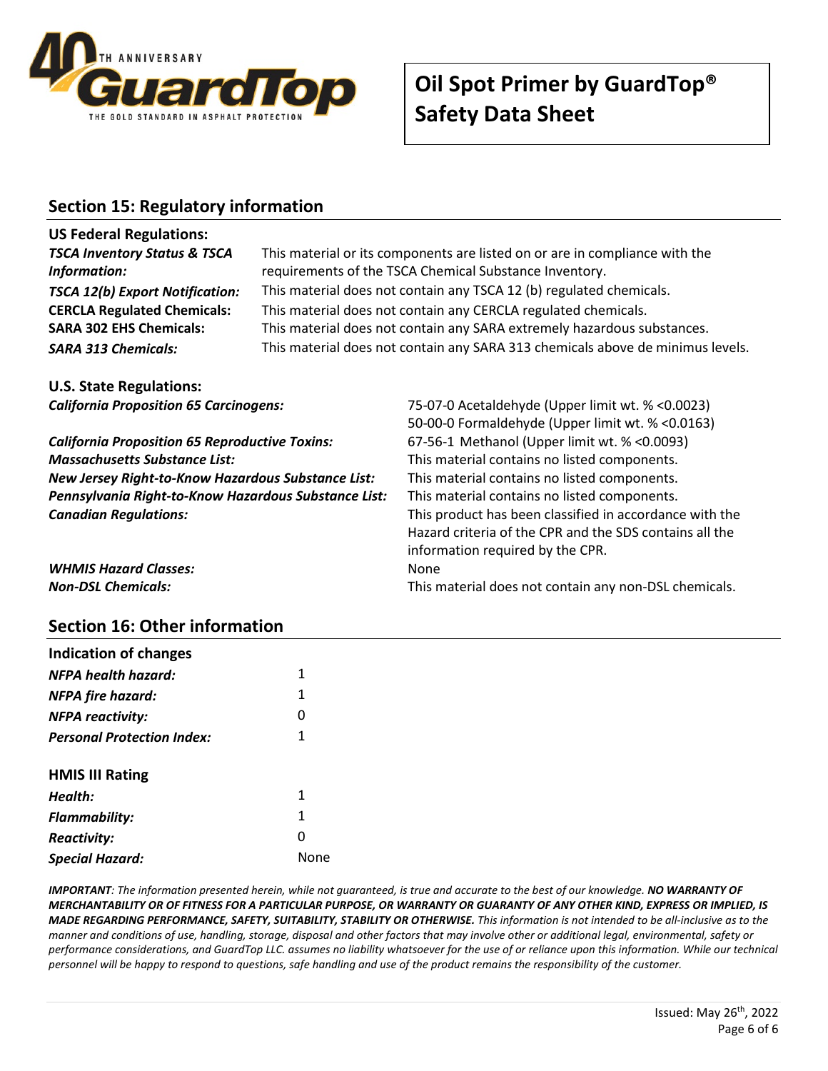# Oil Spot Primer by GuardTop® Safety Data Sheet

## Section 15: Regulatory information

**US Federal Regulations:**

| | |
|---|---|
| ***TSCA Inventory Status & TSCA Information:*** | This material or its components are listed on or are in compliance with the requirements of the TSCA Chemical Substance Inventory. |
| ***TSCA 12(b) Export Notification:*** | This material does not contain any TSCA 12 (b) regulated chemicals. |
| **CERCLA Regulated Chemicals:** | This material does not contain any CERCLA regulated chemicals. |
| **SARA 302 EHS Chemicals:** | This material does not contain any SARA extremely hazardous substances. |
| ***SARA 313 Chemicals:*** | This material does not contain any SARA 313 chemicals above de minimus levels. |

**U.S. State Regulations:**

| | |
|---|---|
| ***California Proposition 65 Carcinogens:*** | 75-07-0 Acetaldehyde (Upper limit wt. % <0.0023)<br>50-00-0 Formaldehyde (Upper limit wt. % <0.0163) |
| ***California Proposition 65 Reproductive Toxins:*** | 67-56-1 Methanol (Upper limit wt. % <0.0093) |
| ***Massachusetts Substance List:*** | This material contains no listed components. |
| ***New Jersey Right-to-Know Hazardous Substance List:*** | This material contains no listed components. |
| ***Pennsylvania Right-to-Know Hazardous Substance List:*** | This material contains no listed components. |
| ***Canadian Regulations:*** | This product has been classified in accordance with the Hazard criteria of the CPR and the SDS contains all the information required by the CPR. |
| ***WHMIS Hazard Classes:*** | None |
| ***Non-DSL Chemicals:*** | This material does not contain any non-DSL chemicals. |

## Section 16: Other information

**Indication of changes**

| | |
|---|---|
| ***NFPA health hazard:*** | 1 |
| ***NFPA fire hazard:*** | 1 |
| ***NFPA reactivity:*** | 0 |
| ***Personal Protection Index:*** | 1 |

**HMIS III Rating**

| | |
|---|---|
| ***Health:*** | 1 |
| ***Flammability:*** | 1 |
| ***Reactivity:*** | 0 |
| ***Special Hazard:*** | None |

***IMPORTANT**: The information presented herein, while not guaranteed, is true and accurate to the best of our knowledge. **NO WARRANTY OF MERCHANTABILITY OR OF FITNESS FOR A PARTICULAR PURPOSE, OR WARRANTY OR GUARANTY OF ANY OTHER KIND, EXPRESS OR IMPLIED, IS MADE REGARDING PERFORMANCE, SAFETY, SUITABILITY, STABILITY OR OTHERWISE.** This information is not intended to be all-inclusive as to the manner and conditions of use, handling, storage, disposal and other factors that may involve other or additional legal, environmental, safety or performance considerations, and GuardTop LLC. assumes no liability whatsoever for the use of or reliance upon this information. While our technical personnel will be happy to respond to questions, safe handling and use of the product remains the responsibility of the customer.*

Issued: May 26th, 2022